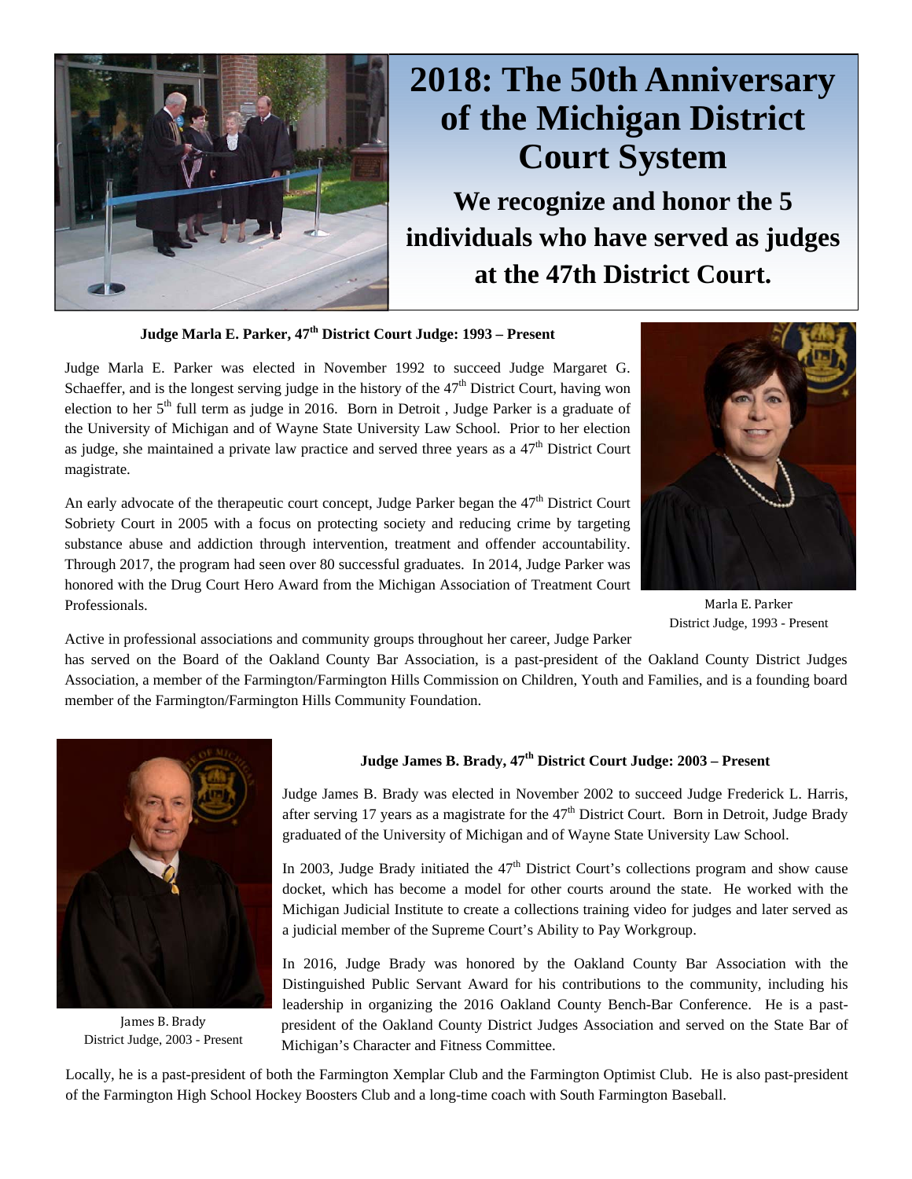# 2018: The 50th Anniversary of the Michigan District Court System

## We recognize and honor the 5 individuals who have served as judges at the 47th District Court.

**Judge Marla E. Parker, 47th District Court Judge: 1993 – Present**

Judge Marla E. Parker was elected in November 1992 to succeed Judge Margaret G. Schaeffer, and is the longest serving judge in the history of the 47th District Court, having won election to her 5th full term as judge in 2016. Born in Detroit , Judge Parker is a graduate of the University of Michigan and of Wayne State University Law School. Prior to her election as judge, she maintained a private law practice and served three years as a 47th District Court magistrate.

An early advocate of the therapeutic court concept, Judge Parker began the 47th District Court Sobriety Court in 2005 with a focus on protecting society and reducing crime by targeting substance abuse and addiction through intervention, treatment and offender accountability. Through 2017, the program had seen over 80 successful graduates. In 2014, Judge Parker was honored with the Drug Court Hero Award from the Michigan Association of Treatment Court Professionals.

Marla E. Parker
District Judge, 1993 - Present

Active in professional associations and community groups throughout her career, Judge Parker has served on the Board of the Oakland County Bar Association, is a past-president of the Oakland County District Judges Association, a member of the Farmington/Farmington Hills Commission on Children, Youth and Families, and is a founding board member of the Farmington/Farmington Hills Community Foundation.

**Judge James B. Brady, 47th District Court Judge: 2003 – Present**

Judge James B. Brady was elected in November 2002 to succeed Judge Frederick L. Harris, after serving 17 years as a magistrate for the 47th District Court. Born in Detroit, Judge Brady graduated of the University of Michigan and of Wayne State University Law School.

In 2003, Judge Brady initiated the 47th District Court's collections program and show cause docket, which has become a model for other courts around the state. He worked with the Michigan Judicial Institute to create a collections training video for judges and later served as a judicial member of the Supreme Court's Ability to Pay Workgroup.

In 2016, Judge Brady was honored by the Oakland County Bar Association with the Distinguished Public Servant Award for his contributions to the community, including his leadership in organizing the 2016 Oakland County Bench-Bar Conference. He is a past-president of the Oakland County District Judges Association and served on the State Bar of Michigan's Character and Fitness Committee.

James B. Brady
District Judge, 2003 - Present

Locally, he is a past-president of both the Farmington Xemplar Club and the Farmington Optimist Club. He is also past-president of the Farmington High School Hockey Boosters Club and a long-time coach with South Farmington Baseball.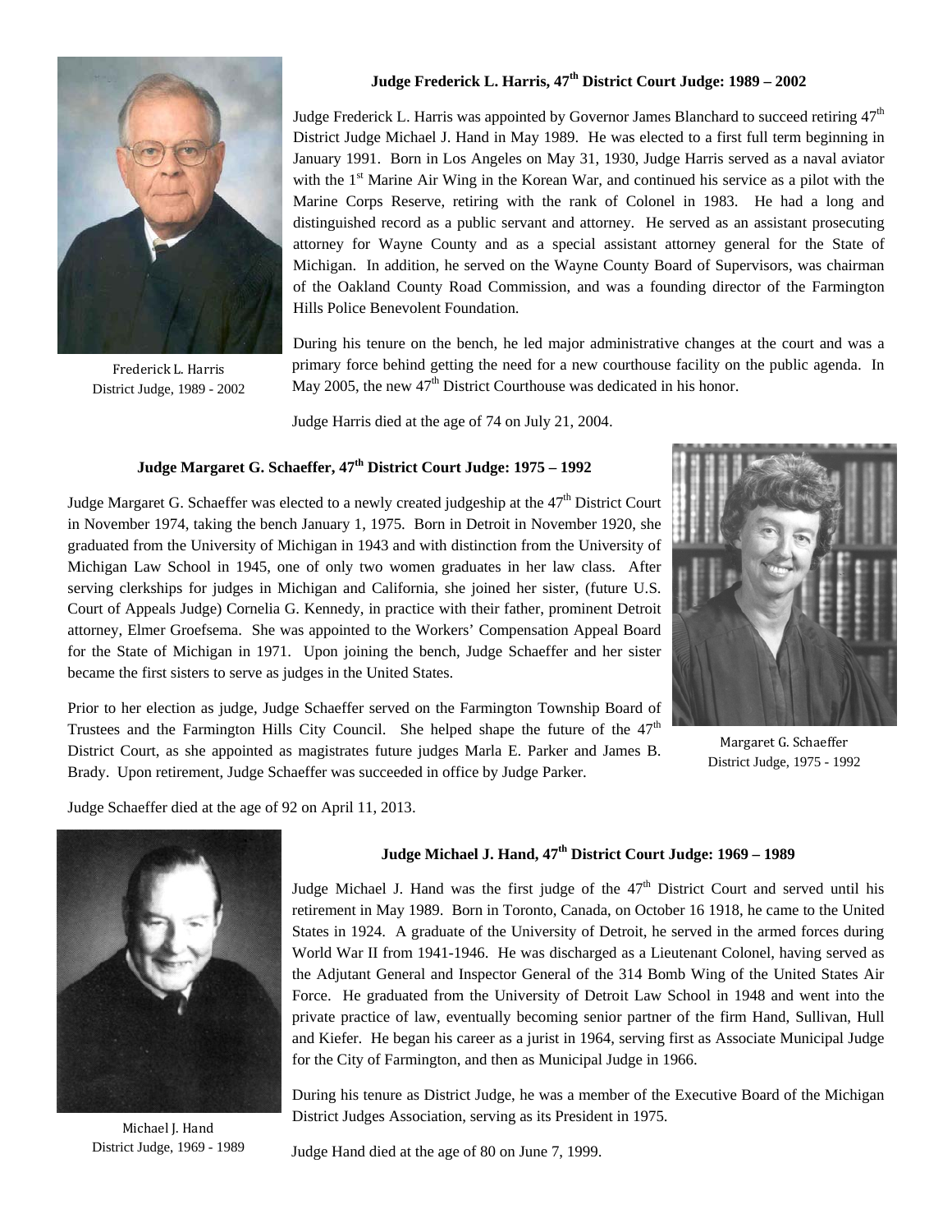### Judge Frederick L. Harris, 47th District Court Judge: 1989 – 2002

Judge Frederick L. Harris was appointed by Governor James Blanchard to succeed retiring 47th District Judge Michael J. Hand in May 1989. He was elected to a first full term beginning in January 1991. Born in Los Angeles on May 31, 1930, Judge Harris served as a naval aviator with the 1st Marine Air Wing in the Korean War, and continued his service as a pilot with the Marine Corps Reserve, retiring with the rank of Colonel in 1983. He had a long and distinguished record as a public servant and attorney. He served as an assistant prosecuting attorney for Wayne County and as a special assistant attorney general for the State of Michigan. In addition, he served on the Wayne County Board of Supervisors, was chairman of the Oakland County Road Commission, and was a founding director of the Farmington Hills Police Benevolent Foundation.

During his tenure on the bench, he led major administrative changes at the court and was a primary force behind getting the need for a new courthouse facility on the public agenda. In May 2005, the new 47th District Courthouse was dedicated in his honor.

Judge Harris died at the age of 74 on July 21, 2004.

Frederick L. Harris
District Judge, 1989 - 2002

### Judge Margaret G. Schaeffer, 47th District Court Judge: 1975 – 1992

Judge Margaret G. Schaeffer was elected to a newly created judgeship at the 47th District Court in November 1974, taking the bench January 1, 1975. Born in Detroit in November 1920, she graduated from the University of Michigan in 1943 and with distinction from the University of Michigan Law School in 1945, one of only two women graduates in her law class. After serving clerkships for judges in Michigan and California, she joined her sister, (future U.S. Court of Appeals Judge) Cornelia G. Kennedy, in practice with their father, prominent Detroit attorney, Elmer Groefsema. She was appointed to the Workers' Compensation Appeal Board for the State of Michigan in 1971. Upon joining the bench, Judge Schaeffer and her sister became the first sisters to serve as judges in the United States.

Prior to her election as judge, Judge Schaeffer served on the Farmington Township Board of Trustees and the Farmington Hills City Council. She helped shape the future of the 47th District Court, as she appointed as magistrates future judges Marla E. Parker and James B. Brady. Upon retirement, Judge Schaeffer was succeeded in office by Judge Parker.

Judge Schaeffer died at the age of 92 on April 11, 2013.

Margaret G. Schaeffer
District Judge, 1975 - 1992

### Judge Michael J. Hand, 47th District Court Judge: 1969 – 1989

Judge Michael J. Hand was the first judge of the 47th District Court and served until his retirement in May 1989. Born in Toronto, Canada, on October 16 1918, he came to the United States in 1924. A graduate of the University of Detroit, he served in the armed forces during World War II from 1941-1946. He was discharged as a Lieutenant Colonel, having served as the Adjutant General and Inspector General of the 314 Bomb Wing of the United States Air Force. He graduated from the University of Detroit Law School in 1948 and went into the private practice of law, eventually becoming senior partner of the firm Hand, Sullivan, Hull and Kiefer. He began his career as a jurist in 1964, serving first as Associate Municipal Judge for the City of Farmington, and then as Municipal Judge in 1966.

During his tenure as District Judge, he was a member of the Executive Board of the Michigan District Judges Association, serving as its President in 1975.

Judge Hand died at the age of 80 on June 7, 1999.

Michael J. Hand
District Judge, 1969 - 1989